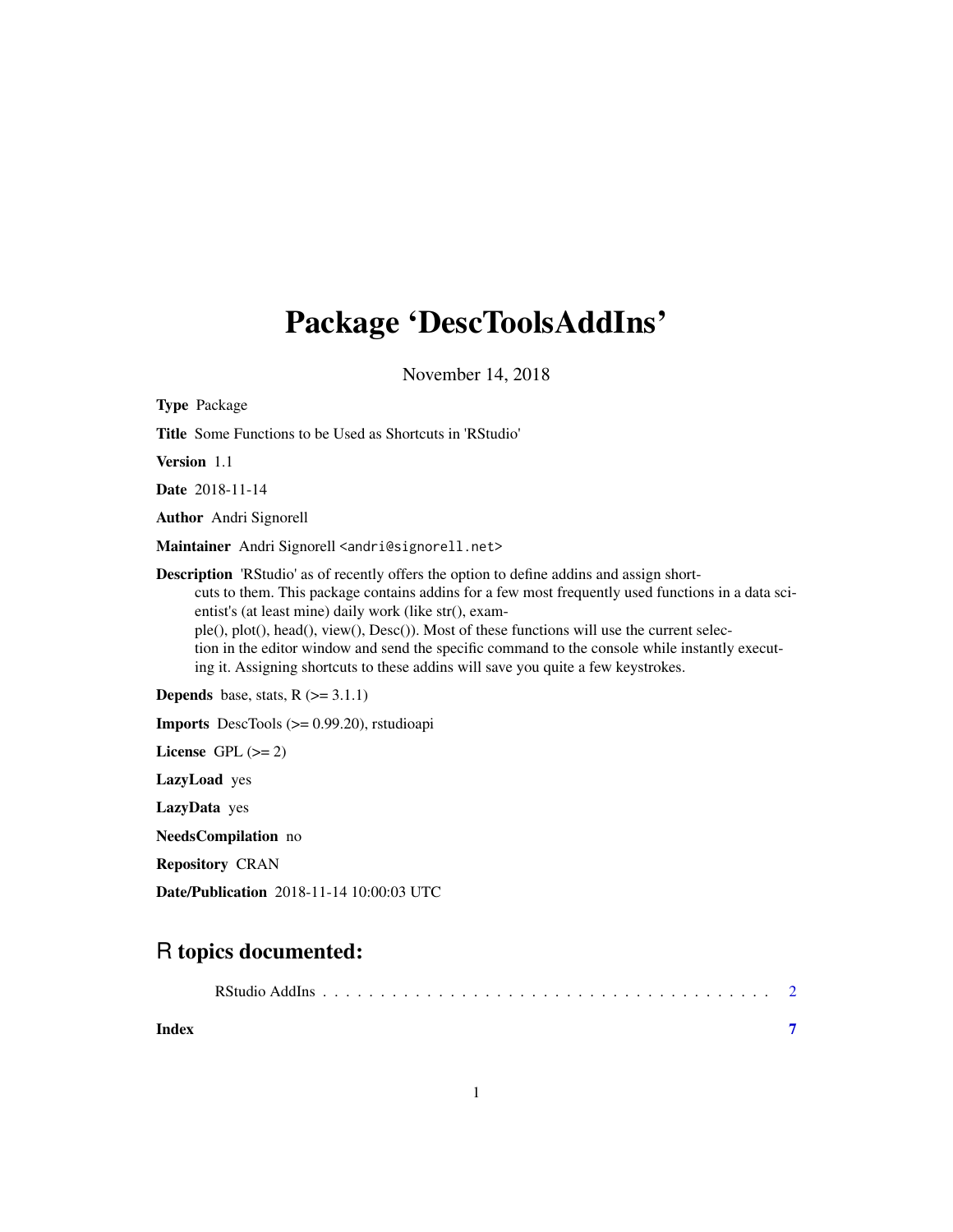# Package 'DescToolsAddIns'

November 14, 2018

**Type** Package

**Title** Some Functions to be Used as Shortcuts in 'RStudio'

**Version** 1.1

**Date** 2018-11-14

**Author** Andri Signorell

**Maintainer** Andri Signorell <andri@signorell.net>

**Description** 'RStudio' as of recently offers the option to define addins and assign shortcuts to them. This package contains addins for a few most frequently used functions in a data scientist's (at least mine) daily work (like str(), example(), plot(), head(), view(), Desc()). Most of these functions will use the current selection in the editor window and send the specific command to the console while instantly executing it. Assigning shortcuts to these addins will save you quite a few keystrokes.

**Depends** base, stats, R (>= 3.1.1)

**Imports** DescTools (>= 0.99.20), rstudioapi

**License** GPL (>= 2)

**LazyLoad** yes

**LazyData** yes

**NeedsCompilation** no

**Repository** CRAN

**Date/Publication** 2018-11-14 10:00:03 UTC

## R topics documented:

RStudio AddIns . . . . . . . . . . . . . . . . . . . . . . . . . . . . . . . . . . . . . 2

**Index** **7**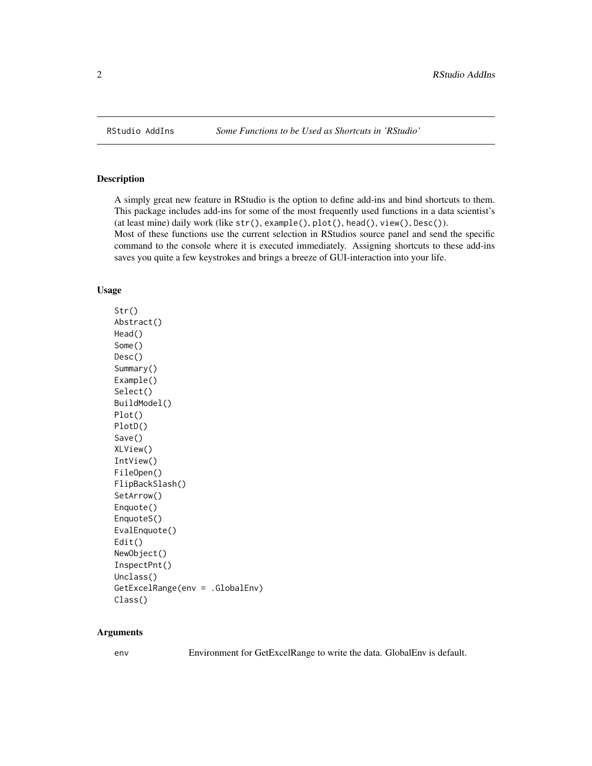RStudio AddIns *Some Functions to be Used as Shortcuts in 'RStudio'*

## Description

A simply great new feature in RStudio is the option to define add-ins and bind shortcuts to them. This package includes add-ins for some of the most frequently used functions in a data scientist's (at least mine) daily work (like `str()`, `example()`, `plot()`, `head()`, `view()`, `Desc()`).
Most of these functions use the current selection in RStudios source panel and send the specific command to the console where it is executed immediately. Assigning shortcuts to these add-ins saves you quite a few keystrokes and brings a breeze of GUI-interaction into your life.

## Usage

```
Str()
Abstract()
Head()
Some()
Desc()
Summary()
Example()
Select()
BuildModel()
Plot()
PlotD()
Save()
XLView()
IntView()
FileOpen()
FlipBackSlash()
SetArrow()
Enquote()
EnquoteS()
EvalEnquote()
Edit()
NewObject()
InspectPnt()
Unclass()
GetExcelRange(env = .GlobalEnv)
Class()
```

## Arguments

| | |
|---|---|
| env | Environment for GetExcelRange to write the data. GlobalEnv is default. |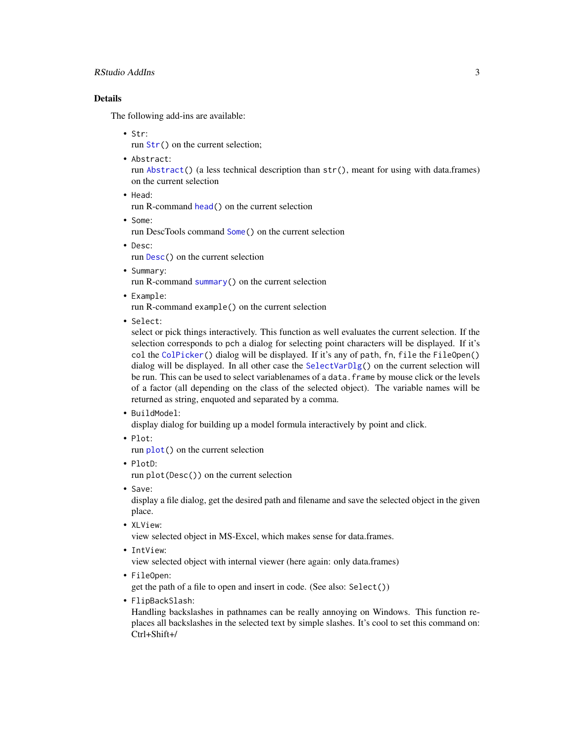### Details

The following add-ins are available:

- `Str`:
  run `Str()` on the current selection;
- `Abstract`:
  run `Abstract()` (a less technical description than `str()`, meant for using with data.frames) on the current selection
- `Head`:
  run R-command `head()` on the current selection
- `Some`:
  run DescTools command `Some()` on the current selection
- `Desc`:
  run `Desc()` on the current selection
- `Summary`:
  run R-command `summary()` on the current selection
- `Example`:
  run R-command `example()` on the current selection
- `Select`:
  select or pick things interactively. This function as well evaluates the current selection. If the selection corresponds to `pch` a dialog for selecting point characters will be displayed. If it's `col` the `ColPicker()` dialog will be displayed. If it's any of `path`, `fn`, `file` the `FileOpen()` dialog will be displayed. In all other case the `SelectVarDlg()` on the current selection will be run. This can be used to select variablenames of a `data.frame` by mouse click or the levels of a factor (all depending on the class of the selected object). The variable names will be returned as string, enquoted and separated by a comma.
- `BuildModel`:
  display dialog for building up a model formula interactively by point and click.
- `Plot`:
  run `plot()` on the current selection
- `PlotD`:
  run `plot(Desc())` on the current selection
- `Save`:
  display a file dialog, get the desired path and filename and save the selected object in the given place.
- `XLView`:
  view selected object in MS-Excel, which makes sense for data.frames.
- `IntView`:
  view selected object with internal viewer (here again: only data.frames)
- `FileOpen`:
  get the path of a file to open and insert in code. (See also: `Select()`)
- `FlipBackSlash`:
  Handling backslashes in pathnames can be really annoying on Windows. This function replaces all backslashes in the selected text by simple slashes. It's cool to set this command on: Ctrl+Shift+/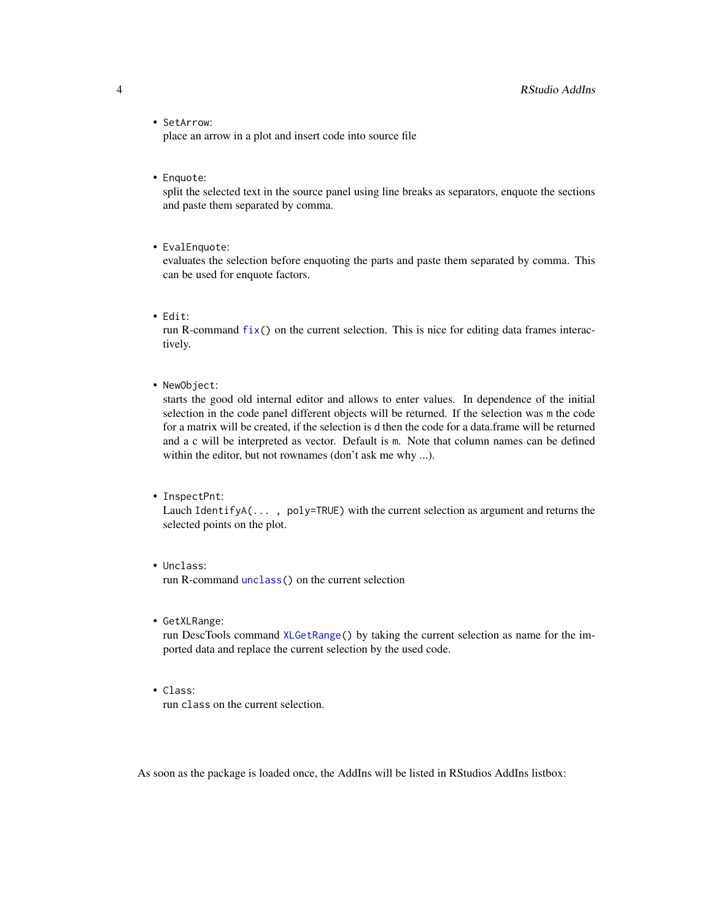- `SetArrow`:
  place an arrow in a plot and insert code into source file

- `Enquote`:
  split the selected text in the source panel using line breaks as separators, enquote the sections and paste them separated by comma.

- `EvalEnquote`:
  evaluates the selection before enquoting the parts and paste them separated by comma. This can be used for enquote factors.

- `Edit`:
  run R-command `fix()` on the current selection. This is nice for editing data frames interactively.

- `NewObject`:
  starts the good old internal editor and allows to enter values. In dependence of the initial selection in the code panel different objects will be returned. If the selection was `m` the code for a matrix will be created, if the selection is `d` then the code for a data.frame will be returned and a `c` will be interpreted as vector. Default is `m`. Note that column names can be defined within the editor, but not rownames (don't ask me why ...).

- `InspectPnt`:
  Lauch `IdentifyA(... , poly=TRUE)` with the current selection as argument and returns the selected points on the plot.

- `Unclass`:
  run R-command `unclass()` on the current selection

- `GetXLRange`:
  run DescTools command `XLGetRange()` by taking the current selection as name for the imported data and replace the current selection by the used code.

- `Class`:
  run `class` on the current selection.

As soon as the package is loaded once, the AddIns will be listed in RStudios AddIns listbox: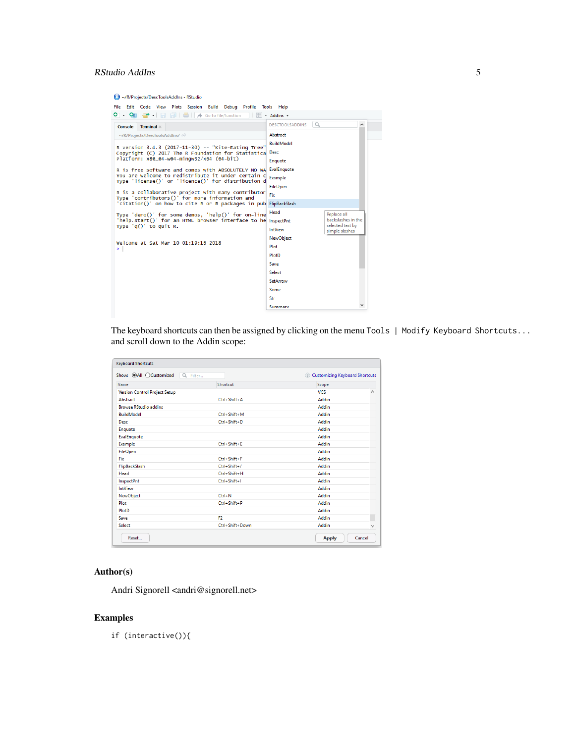The keyboard shortcuts can then be assigned by clicking on the menu `Tools | Modify Keyboard Shortcuts...` and scroll down to the Addin scope:

## Author(s)

Andri Signorell <andri@signorell.net>

## Examples

```
if (interactive()){
```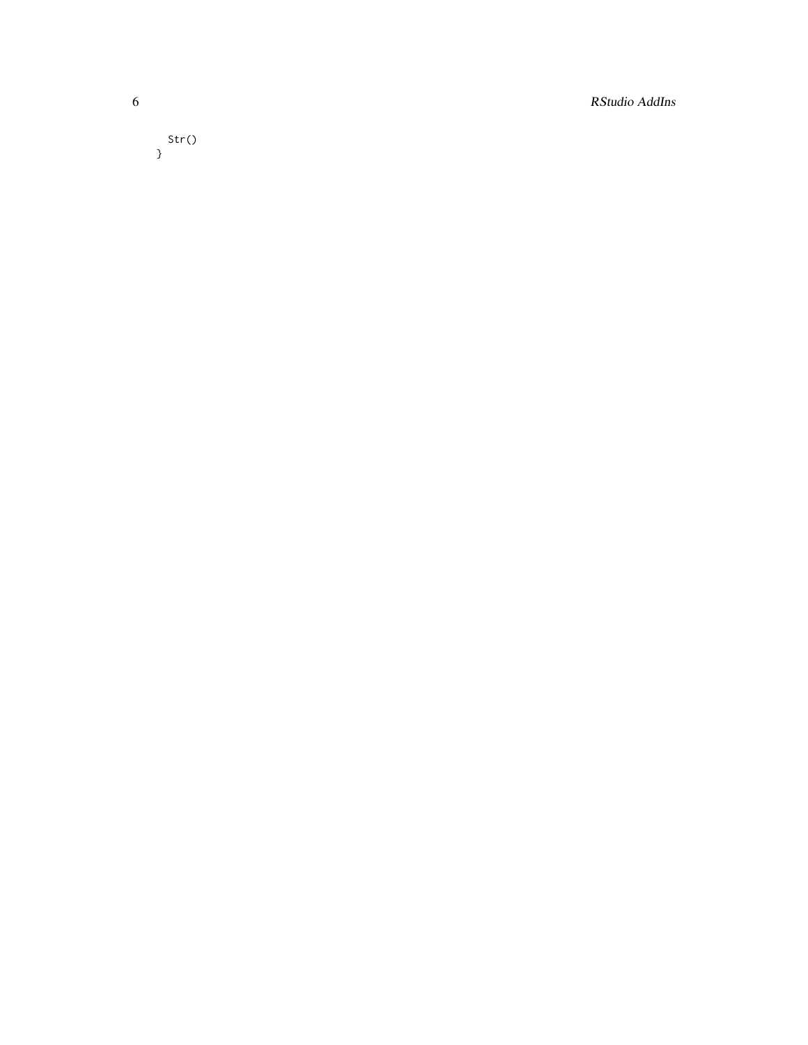```
  Str()
}
```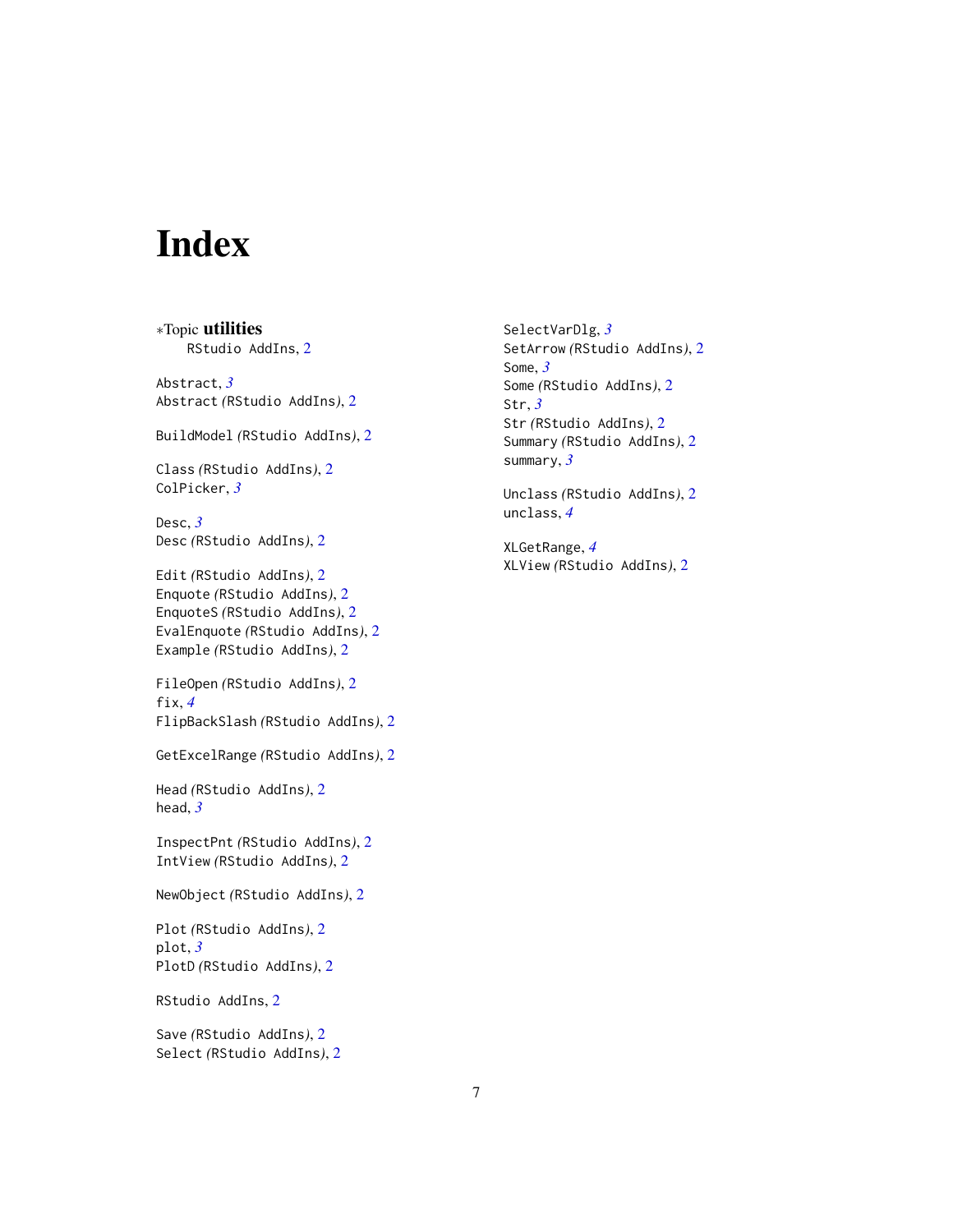# Index

∗Topic **utilities**

RStudio AddIns, 2

Abstract, *3*
Abstract *(*RStudio AddIns*)*, 2

BuildModel *(*RStudio AddIns*)*, 2

Class *(*RStudio AddIns*)*, 2
ColPicker, *3*

Desc, *3*
Desc *(*RStudio AddIns*)*, 2

Edit *(*RStudio AddIns*)*, 2
Enquote *(*RStudio AddIns*)*, 2
EnquoteS *(*RStudio AddIns*)*, 2
EvalEnquote *(*RStudio AddIns*)*, 2
Example *(*RStudio AddIns*)*, 2

FileOpen *(*RStudio AddIns*)*, 2
fix, *4*
FlipBackSlash *(*RStudio AddIns*)*, 2

GetExcelRange *(*RStudio AddIns*)*, 2

Head *(*RStudio AddIns*)*, 2
head, *3*

InspectPnt *(*RStudio AddIns*)*, 2
IntView *(*RStudio AddIns*)*, 2

NewObject *(*RStudio AddIns*)*, 2

Plot *(*RStudio AddIns*)*, 2
plot, *3*
PlotD *(*RStudio AddIns*)*, 2

RStudio AddIns, 2

Save *(*RStudio AddIns*)*, 2
Select *(*RStudio AddIns*)*, 2
SelectVarDlg, *3*
SetArrow *(*RStudio AddIns*)*, 2
Some, *3*
Some *(*RStudio AddIns*)*, 2
Str, *3*
Str *(*RStudio AddIns*)*, 2
Summary *(*RStudio AddIns*)*, 2
summary, *3*

Unclass *(*RStudio AddIns*)*, 2
unclass, *4*

XLGetRange, *4*
XLView *(*RStudio AddIns*)*, 2